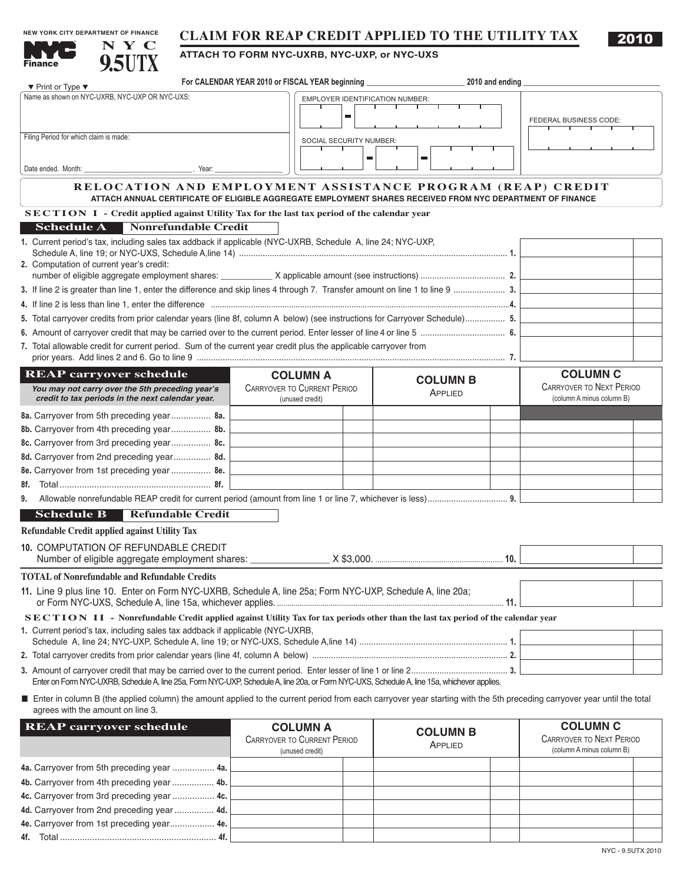NEW YORK CITY DEPARTMENT OF FINANCE

NYC Finance

# NYC 9.5UTX

# CLAIM FOR REAP CREDIT APPLIED TO THE UTILITY TAX

**2010**

**ATTACH TO FORM NYC-UXRB, NYC-UXP, or NYC-UXS**

▼ Print or Type ▼

For CALENDAR YEAR 2010 or FISCAL YEAR beginning _______________ 2010 and ending _______________

| | | |
|---|---|---|
| Name as shown on NYC-UXRB, NYC-UXP OR NYC-UXS: | EMPLOYER IDENTIFICATION NUMBER: | FEDERAL BUSINESS CODE: |
| Filing Period for which claim is made: Date ended. Month: _______________ , Year: _______________ | SOCIAL SECURITY NUMBER: | |

## RELOCATION AND EMPLOYMENT ASSISTANCE PROGRAM (REAP) CREDIT

**ATTACH ANNUAL CERTIFICATE OF ELIGIBLE AGGREGATE EMPLOYMENT SHARES RECEIVED FROM NYC DEPARTMENT OF FINANCE**

### SECTION I - Credit applied against Utility Tax for the last tax period of the calendar year

**Schedule A** **Nonrefundable Credit**

1. Current period's tax, including sales tax addback if applicable (NYC-UXRB, Schedule A, line 24; NYC-UXP, Schedule A, line 19; or NYC-UXS, Schedule A, line 14) .......... **1.**
2. Computation of current year's credit: number of eligible aggregate employment shares: __________ X applicable amount (see instructions) .......... **2.**
3. If line 2 is greater than line 1, enter the difference and skip lines 4 through 7. Transfer amount on line 1 to line 9 .......... **3.**
4. If line 2 is less than line 1, enter the difference .......... **4.**
5. Total carryover credits from prior calendar years (line 8f, column A below) (see instructions for Carryover Schedule).......... **5.**
6. Amount of carryover credit that may be carried over to the current period. Enter lesser of line 4 or line 5 .......... **6.**
7. Total allowable credit for current period. Sum of the current year credit plus the applicable carryover from prior years. Add lines 2 and 6. Go to line 9 .......... **7.**

| **REAP carryover schedule**<br>*You may not carry over the 5th preceding year's credit to tax periods in the next calendar year.* | **COLUMN A**<br>CARRYOVER TO CURRENT PERIOD<br>(unused credit) | **COLUMN B**<br>APPLIED | **COLUMN C**<br>CARRYOVER TO NEXT PERIOD<br>(column A minus column B) |
|---|---|---|---|
| **8a.** Carryover from 5th preceding year .......... **8a.** | | | |
| **8b.** Carryover from 4th preceding year .......... **8b.** | | | |
| **8c.** Carryover from 3rd preceding year .......... **8c.** | | | |
| **8d.** Carryover from 2nd preceding year .......... **8d.** | | | |
| **8e.** Carryover from 1st preceding year .......... **8e.** | | | |
| **8f.** Total .......... **8f.** | | | |

9. Allowable nonrefundable REAP credit for current period (amount from line 1 or line 7, whichever is less) .......... **9.**

**Schedule B** **Refundable Credit**

**Refundable Credit applied against Utility Tax**

10. COMPUTATION OF REFUNDABLE CREDIT
Number of eligible aggregate employment shares: _______________ X $3,000. .......... **10.**

**TOTAL of Nonrefundable and Refundable Credits**

11. Line 9 plus line 10. Enter on Form NYC-UXRB, Schedule A, line 25a; Form NYC-UXP, Schedule A, line 20a; or Form NYC-UXS, Schedule A, line 15a, whichever applies. .......... **11.**

### SECTION II - Nonrefundable Credit applied against Utility Tax for tax periods other than the last tax period of the calendar year

1. Current period's tax, including sales tax addback if applicable (NYC-UXRB, Schedule A, line 24; NYC-UXP, Schedule A, line 19; or NYC-UXS, Schedule A, line 14) .......... **1.**
2. Total carryover credits from prior calendar years (line 4f, column A below) .......... **2.**
3. Amount of carryover credit that may be carried over to the current period. Enter lesser of line 1 or line 2 .......... **3.**
Enter on Form NYC-UXRB, Schedule A, line 25a, Form NYC-UXP, Schedule A, line 20a, or Form NYC-UXS, Schedule A, line 15a, whichever applies.

■ Enter in column B (the applied column) the amount applied to the current period from each carryover year starting with the 5th preceding carryover year until the total agrees with the amount on line 3.

| **REAP carryover schedule** | **COLUMN A**<br>CARRYOVER TO CURRENT PERIOD<br>(unused credit) | **COLUMN B**<br>APPLIED | **COLUMN C**<br>CARRYOVER TO NEXT PERIOD<br>(column A minus column B) |
|---|---|---|---|
| **4a.** Carryover from 5th preceding year .......... **4a.** | | | |
| **4b.** Carryover from 4th preceding year .......... **4b.** | | | |
| **4c.** Carryover from 3rd preceding year .......... **4c.** | | | |
| **4d.** Carryover from 2nd preceding year .......... **4d.** | | | |
| **4e.** Carryover from 1st preceding year .......... **4e.** | | | |
| **4f.** Total .......... **4f.** | | | |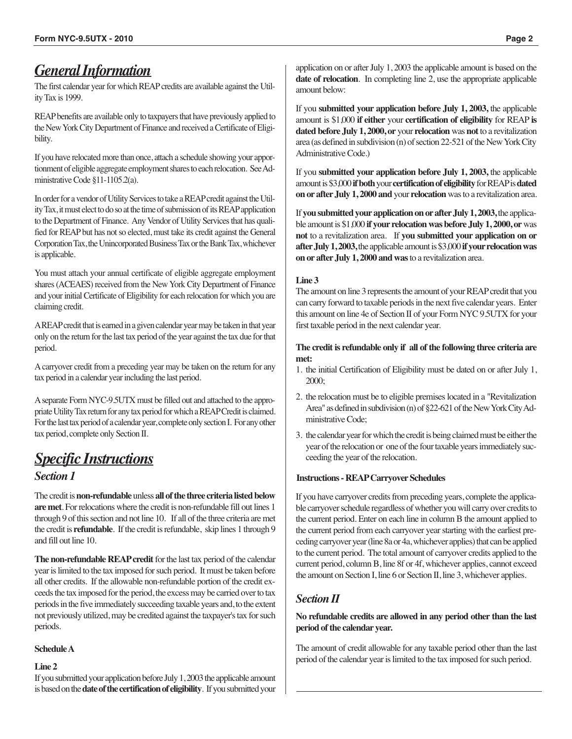# General Information

The first calendar year for which REAP credits are available against the Utility Tax is 1999.

REAP benefits are available only to taxpayers that have previously applied to the New York City Department of Finance and received a Certificate of Eligibility.

If you have relocated more than once, attach a schedule showing your apportionment of eligible aggregate employment shares to each relocation. See Administrative Code §11-1105.2(a).

In order for a vendor of Utility Services to take a REAP credit against the Utility Tax, it must elect to do so at the time of submission of its REAP application to the Department of Finance. Any Vendor of Utility Services that has qualified for REAP but has not so elected, must take its credit against the General Corporation Tax, the Unincorporated Business Tax or the Bank Tax, whichever is applicable.

You must attach your annual certificate of eligible aggregate employment shares (ACEAES) received from the New York City Department of Finance and your initial Certificate of Eligibility for each relocation for which you are claiming credit.

A REAP credit that is earned in a given calendar year may be taken in that year only on the return for the last tax period of the year against the tax due for that period.

A carryover credit from a preceding year may be taken on the return for any tax period in a calendar year including the last period.

A separate Form NYC-9.5UTX must be filled out and attached to the appropriate Utility Tax return for any tax period for which a REAP Credit is claimed. For the last tax period of a calendar year, complete only section I. For any other tax period, complete only Section II.

# Specific Instructions

## Section 1

The credit is **non-refundable** unless **all of the three criteria listed below are met**. For relocations where the credit is non-refundable fill out lines 1 through 9 of this section and not line 10. If all of the three criteria are met the credit is **refundable**. If the credit is refundable, skip lines 1 through 9 and fill out line 10.

**The non-refundable REAP credit** for the last tax period of the calendar year is limited to the tax imposed for such period. It must be taken before all other credits. If the allowable non-refundable portion of the credit exceeds the tax imposed for the period, the excess may be carried over to tax periods in the five immediately succeeding taxable years and, to the extent not previously utilized, may be credited against the taxpayer's tax for such periods.

**Schedule A**

**Line 2**

If you submitted your application before July 1, 2003 the applicable amount is based on the **date of the certification of eligibility**. If you submitted your application on or after July 1, 2003 the applicable amount is based on the **date of relocation**. In completing line 2, use the appropriate applicable amount below:

If you **submitted your application before July 1, 2003,** the applicable amount is $1,000 **if either** your **certification of eligibility** for REAP **is dated before July 1, 2000, or** your **relocation** was **not** to a revitalization area (as defined in subdivision (n) of section 22-521 of the New York City Administrative Code.)

If you **submitted your application before July 1, 2003,** the applicable amount is $3,000 **if both** your **certification of eligibility** for REAP is **dated on or after July 1, 2000 and** your **relocation** was to a revitalization area.

If **you submitted your application on or after July 1, 2003,** the applicable amount is $1,000 **if your relocation was before July 1, 2000, or** was **not** to a revitalization area. If **you submitted your application on or after July 1, 2003,** the applicable amount is $3,000 **if your relocation was on or after July 1, 2000 and was** to a revitalization area.

**Line 3**

The amount on line 3 represents the amount of your REAP credit that you can carry forward to taxable periods in the next five calendar years. Enter this amount on line 4e of Section II of your Form NYC 9.5UTX for your first taxable period in the next calendar year.

**The credit is refundable only if all of the following three criteria are met:**

1. the initial Certification of Eligibility must be dated on or after July 1, 2000;
2. the relocation must be to eligible premises located in a "Revitalization Area" as defined in subdivision (n) of §22-621 of the New York City Administrative Code;
3. the calendar year for which the credit is being claimed must be either the year of the relocation or one of the four taxable years immediately succeeding the year of the relocation.

**Instructions - REAP Carryover Schedules**

If you have carryover credits from preceding years, complete the applicable carryover schedule regardless of whether you will carry over credits to the current period. Enter on each line in column B the amount applied to the current period from each carryover year starting with the earliest preceding carryover year (line 8a or 4a, whichever applies) that can be applied to the current period. The total amount of carryover credits applied to the current period, column B, line 8f or 4f, whichever applies, cannot exceed the amount on Section I, line 6 or Section II, line 3, whichever applies.

## Section II

**No refundable credits are allowed in any period other than the last period of the calendar year.**

The amount of credit allowable for any taxable period other than the last period of the calendar year is limited to the tax imposed for such period.